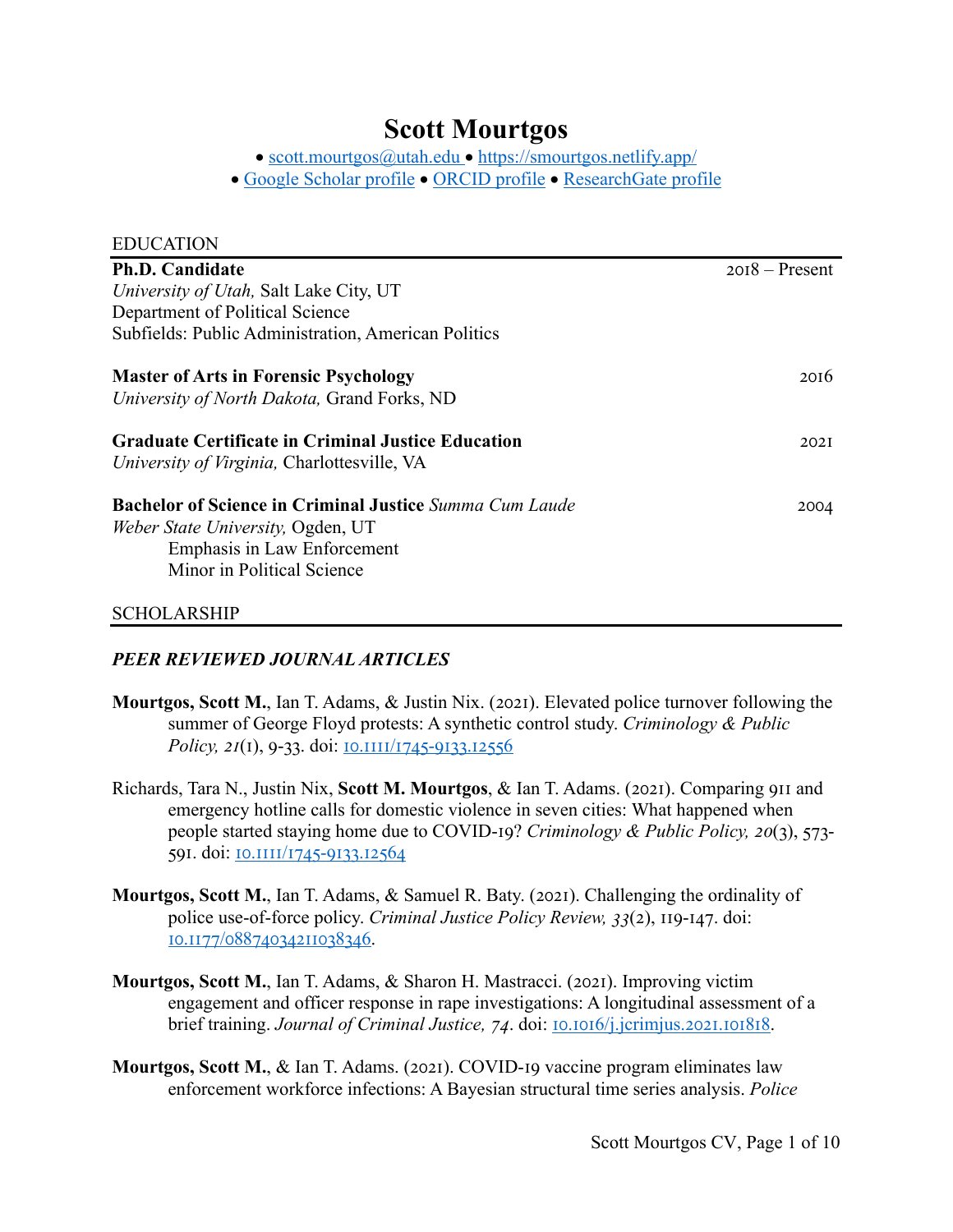# Scott Mourtgos

• scott.mourtgos@utah.edu • https://smourtgos.netlify.app/
• Google Scholar profile • ORCID profile • ResearchGate profile

## EDUCATION

**Ph.D. Candidate** 2018 – Present
*University of Utah,* Salt Lake City, UT
Department of Political Science
Subfields: Public Administration, American Politics

**Master of Arts in Forensic Psychology** 2016
*University of North Dakota,* Grand Forks, ND

**Graduate Certificate in Criminal Justice Education** 2021
*University of Virginia,* Charlottesville, VA

**Bachelor of Science in Criminal Justice** *Summa Cum Laude* 2004
*Weber State University,* Ogden, UT
Emphasis in Law Enforcement
Minor in Political Science

## SCHOLARSHIP

### *PEER REVIEWED JOURNAL ARTICLES*

**Mourtgos, Scott M.**, Ian T. Adams, & Justin Nix. (2021). Elevated police turnover following the summer of George Floyd protests: A synthetic control study. *Criminology & Public Policy, 21*(1), 9-33. doi: 10.1111/1745-9133.12556

Richards, Tara N., Justin Nix, **Scott M. Mourtgos**, & Ian T. Adams. (2021). Comparing 911 and emergency hotline calls for domestic violence in seven cities: What happened when people started staying home due to COVID-19? *Criminology & Public Policy, 20*(3), 573-591. doi: 10.1111/1745-9133.12564

**Mourtgos, Scott M.**, Ian T. Adams, & Samuel R. Baty. (2021). Challenging the ordinality of police use-of-force policy. *Criminal Justice Policy Review, 33*(2), 119-147. doi: 10.1177/08874034211038346.

**Mourtgos, Scott M.**, Ian T. Adams, & Sharon H. Mastracci. (2021). Improving victim engagement and officer response in rape investigations: A longitudinal assessment of a brief training. *Journal of Criminal Justice, 74*. doi: 10.1016/j.jcrimjus.2021.101818.

**Mourtgos, Scott M.**, & Ian T. Adams. (2021). COVID-19 vaccine program eliminates law enforcement workforce infections: A Bayesian structural time series analysis. *Police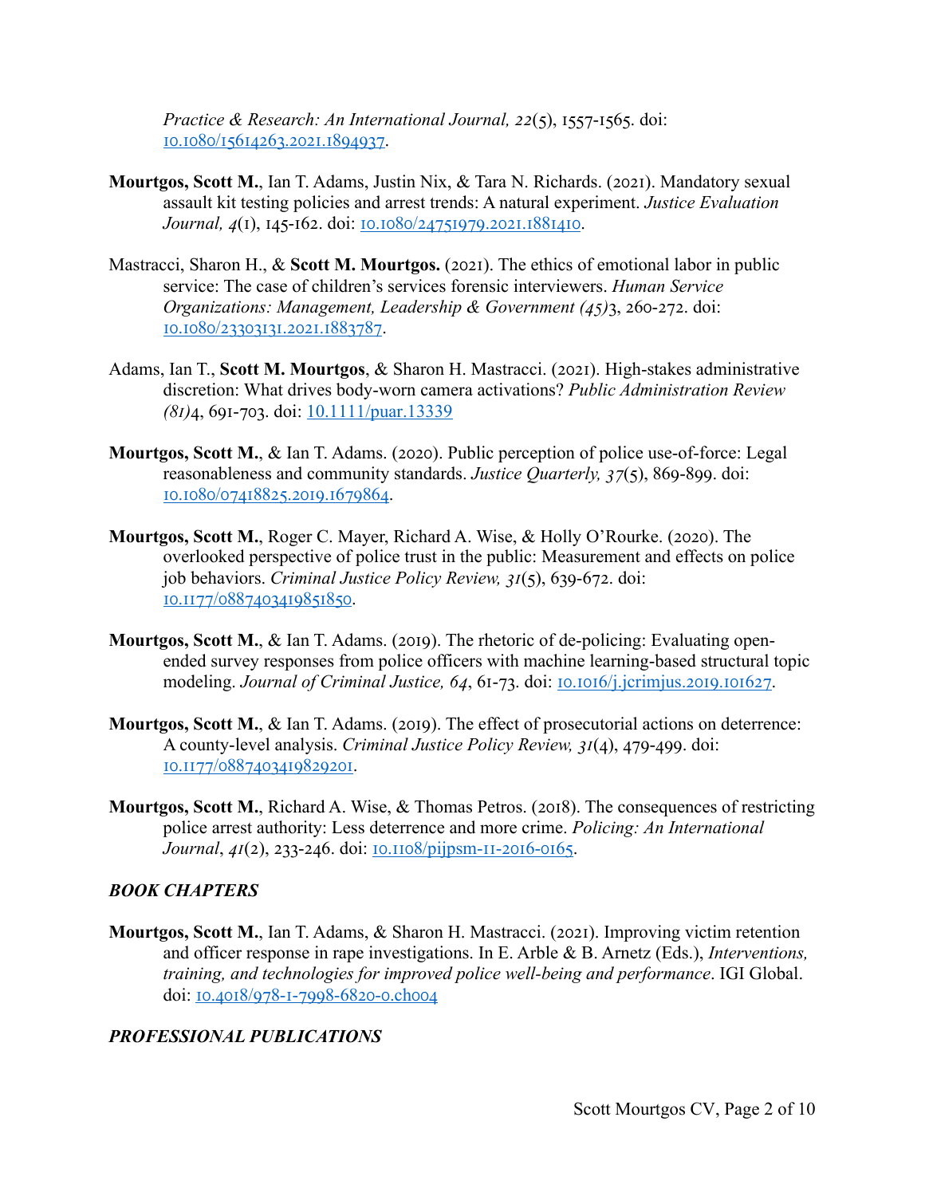*Practice & Research: An International Journal, 22*(5), 1557-1565. doi: 10.1080/15614263.2021.1894937.

**Mourtgos, Scott M.**, Ian T. Adams, Justin Nix, & Tara N. Richards. (2021). Mandatory sexual assault kit testing policies and arrest trends: A natural experiment. *Justice Evaluation Journal, 4*(1), 145-162. doi: 10.1080/24751979.2021.1881410.

Mastracci, Sharon H., & **Scott M. Mourtgos.** (2021). The ethics of emotional labor in public service: The case of children's services forensic interviewers. *Human Service Organizations: Management, Leadership & Government (45)*3, 260-272. doi: 10.1080/23303131.2021.1883787.

Adams, Ian T., **Scott M. Mourtgos**, & Sharon H. Mastracci. (2021). High-stakes administrative discretion: What drives body-worn camera activations? *Public Administration Review (81)*4, 691-703. doi: 10.1111/puar.13339

**Mourtgos, Scott M.**, & Ian T. Adams. (2020). Public perception of police use-of-force: Legal reasonableness and community standards. *Justice Quarterly, 37*(5), 869-899. doi: 10.1080/07418825.2019.1679864.

**Mourtgos, Scott M.**, Roger C. Mayer, Richard A. Wise, & Holly O'Rourke. (2020). The overlooked perspective of police trust in the public: Measurement and effects on police job behaviors. *Criminal Justice Policy Review, 31*(5), 639-672. doi: 10.1177/0887403419851850.

**Mourtgos, Scott M.**, & Ian T. Adams. (2019). The rhetoric of de-policing: Evaluating open-ended survey responses from police officers with machine learning-based structural topic modeling. *Journal of Criminal Justice, 64*, 61-73. doi: 10.1016/j.jcrimjus.2019.101627.

**Mourtgos, Scott M.**, & Ian T. Adams. (2019). The effect of prosecutorial actions on deterrence: A county-level analysis. *Criminal Justice Policy Review, 31*(4), 479-499. doi: 10.1177/0887403419829201.

**Mourtgos, Scott M.**, Richard A. Wise, & Thomas Petros. (2018). The consequences of restricting police arrest authority: Less deterrence and more crime. *Policing: An International Journal*, *41*(2), 233-246. doi: 10.1108/pijpsm-11-2016-0165.

### *BOOK CHAPTERS*

**Mourtgos, Scott M.**, Ian T. Adams, & Sharon H. Mastracci. (2021). Improving victim retention and officer response in rape investigations. In E. Arble & B. Arnetz (Eds.), *Interventions, training, and technologies for improved police well-being and performance*. IGI Global. doi: 10.4018/978-1-7998-6820-0.ch004

### *PROFESSIONAL PUBLICATIONS*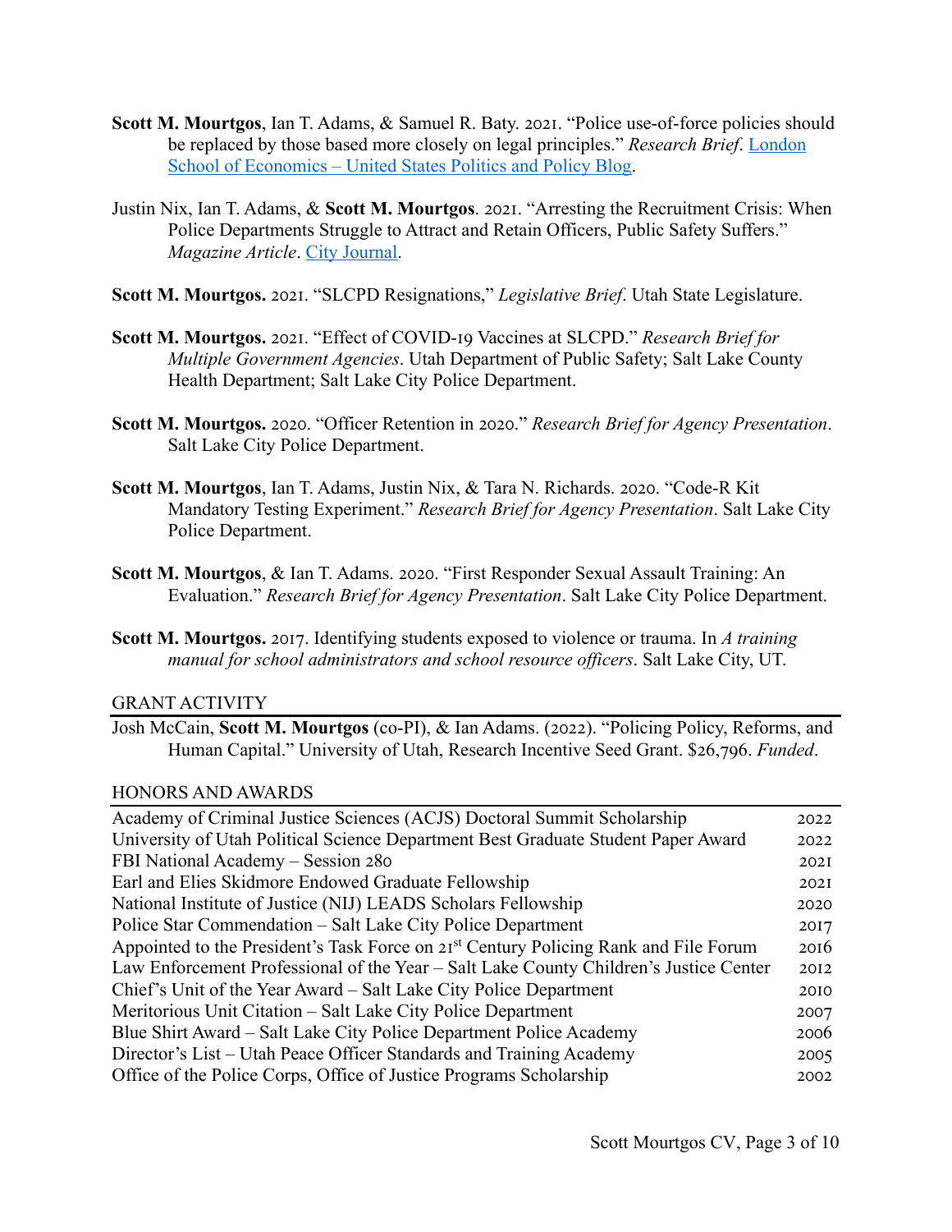**Scott M. Mourtgos**, Ian T. Adams, & Samuel R. Baty. 2021. "Police use-of-force policies should be replaced by those based more closely on legal principles." *Research Brief*. London School of Economics – United States Politics and Policy Blog.

Justin Nix, Ian T. Adams, & **Scott M. Mourtgos**. 2021. "Arresting the Recruitment Crisis: When Police Departments Struggle to Attract and Retain Officers, Public Safety Suffers." *Magazine Article*. City Journal.

**Scott M. Mourtgos.** 2021. "SLCPD Resignations," *Legislative Brief*. Utah State Legislature.

**Scott M. Mourtgos.** 2021. "Effect of COVID-19 Vaccines at SLCPD." *Research Brief for Multiple Government Agencies*. Utah Department of Public Safety; Salt Lake County Health Department; Salt Lake City Police Department.

**Scott M. Mourtgos.** 2020. "Officer Retention in 2020." *Research Brief for Agency Presentation*. Salt Lake City Police Department.

**Scott M. Mourtgos**, Ian T. Adams, Justin Nix, & Tara N. Richards. 2020. "Code-R Kit Mandatory Testing Experiment." *Research Brief for Agency Presentation*. Salt Lake City Police Department.

**Scott M. Mourtgos**, & Ian T. Adams. 2020. "First Responder Sexual Assault Training: An Evaluation." *Research Brief for Agency Presentation*. Salt Lake City Police Department.

**Scott M. Mourtgos.** 2017. Identifying students exposed to violence or trauma. In *A training manual for school administrators and school resource officers*. Salt Lake City, UT.

## GRANT ACTIVITY

Josh McCain, **Scott M. Mourtgos** (co-PI), & Ian Adams. (2022). "Policing Policy, Reforms, and Human Capital." University of Utah, Research Incentive Seed Grant. $26,796. *Funded*.

## HONORS AND AWARDS

| | |
|---|---|
| Academy of Criminal Justice Sciences (ACJS) Doctoral Summit Scholarship | 2022 |
| University of Utah Political Science Department Best Graduate Student Paper Award | 2022 |
| FBI National Academy – Session 280 | 2021 |
| Earl and Elies Skidmore Endowed Graduate Fellowship | 2021 |
| National Institute of Justice (NIJ) LEADS Scholars Fellowship | 2020 |
| Police Star Commendation – Salt Lake City Police Department | 2017 |
| Appointed to the President's Task Force on 21st Century Policing Rank and File Forum | 2016 |
| Law Enforcement Professional of the Year – Salt Lake County Children's Justice Center | 2012 |
| Chief's Unit of the Year Award – Salt Lake City Police Department | 2010 |
| Meritorious Unit Citation – Salt Lake City Police Department | 2007 |
| Blue Shirt Award – Salt Lake City Police Department Police Academy | 2006 |
| Director's List – Utah Peace Officer Standards and Training Academy | 2005 |
| Office of the Police Corps, Office of Justice Programs Scholarship | 2002 |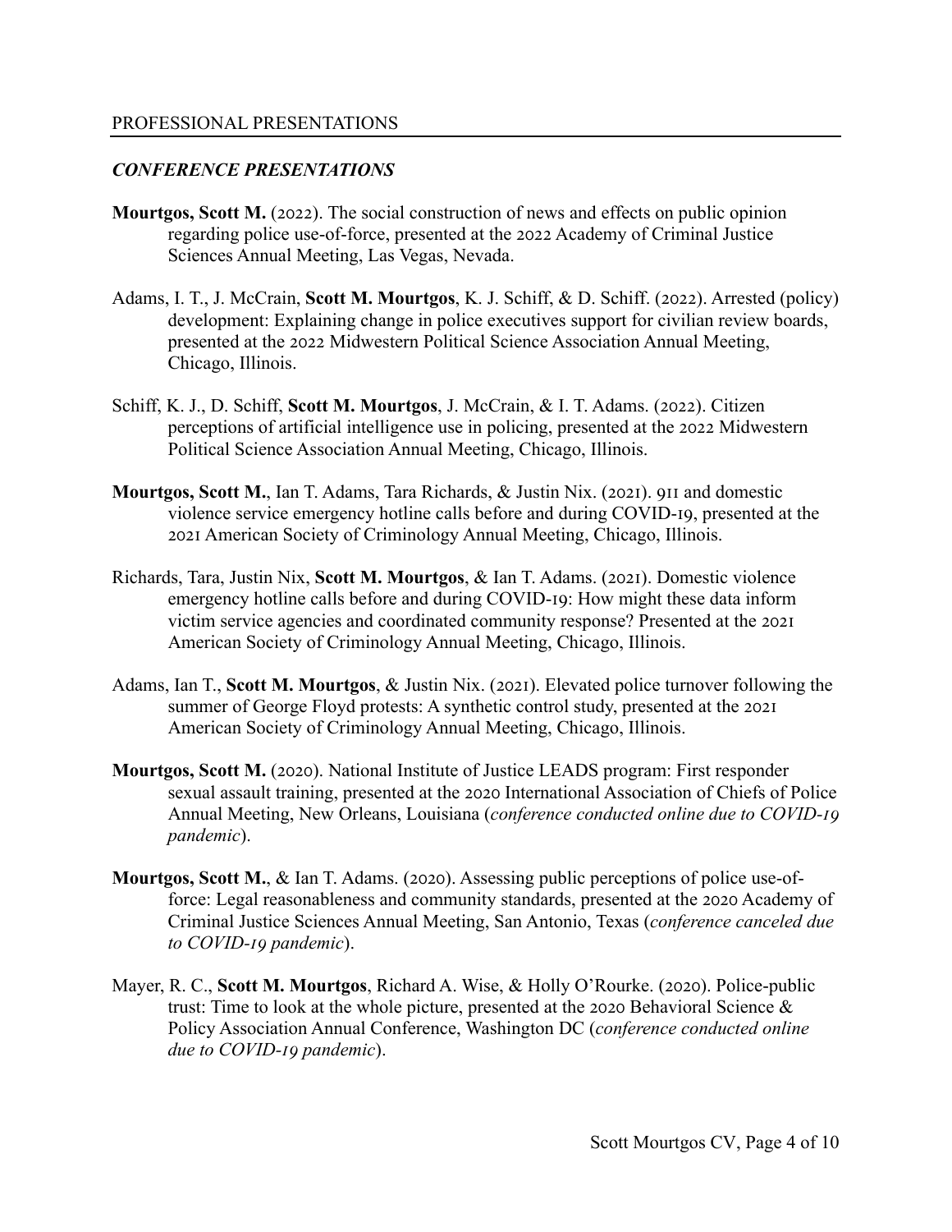## PROFESSIONAL PRESENTATIONS

### *CONFERENCE PRESENTATIONS*

**Mourtgos, Scott M.** (2022). The social construction of news and effects on public opinion regarding police use-of-force, presented at the 2022 Academy of Criminal Justice Sciences Annual Meeting, Las Vegas, Nevada.

Adams, I. T., J. McCrain, **Scott M. Mourtgos**, K. J. Schiff, & D. Schiff. (2022). Arrested (policy) development: Explaining change in police executives support for civilian review boards, presented at the 2022 Midwestern Political Science Association Annual Meeting, Chicago, Illinois.

Schiff, K. J., D. Schiff, **Scott M. Mourtgos**, J. McCrain, & I. T. Adams. (2022). Citizen perceptions of artificial intelligence use in policing, presented at the 2022 Midwestern Political Science Association Annual Meeting, Chicago, Illinois.

**Mourtgos, Scott M.**, Ian T. Adams, Tara Richards, & Justin Nix. (2021). 911 and domestic violence service emergency hotline calls before and during COVID-19, presented at the 2021 American Society of Criminology Annual Meeting, Chicago, Illinois.

Richards, Tara, Justin Nix, **Scott M. Mourtgos**, & Ian T. Adams. (2021). Domestic violence emergency hotline calls before and during COVID-19: How might these data inform victim service agencies and coordinated community response? Presented at the 2021 American Society of Criminology Annual Meeting, Chicago, Illinois.

Adams, Ian T., **Scott M. Mourtgos**, & Justin Nix. (2021). Elevated police turnover following the summer of George Floyd protests: A synthetic control study, presented at the 2021 American Society of Criminology Annual Meeting, Chicago, Illinois.

**Mourtgos, Scott M.** (2020). National Institute of Justice LEADS program: First responder sexual assault training, presented at the 2020 International Association of Chiefs of Police Annual Meeting, New Orleans, Louisiana (*conference conducted online due to COVID-19 pandemic*).

**Mourtgos, Scott M.**, & Ian T. Adams. (2020). Assessing public perceptions of police use-of-force: Legal reasonableness and community standards, presented at the 2020 Academy of Criminal Justice Sciences Annual Meeting, San Antonio, Texas (*conference canceled due to COVID-19 pandemic*).

Mayer, R. C., **Scott M. Mourtgos**, Richard A. Wise, & Holly O'Rourke. (2020). Police-public trust: Time to look at the whole picture, presented at the 2020 Behavioral Science & Policy Association Annual Conference, Washington DC (*conference conducted online due to COVID-19 pandemic*).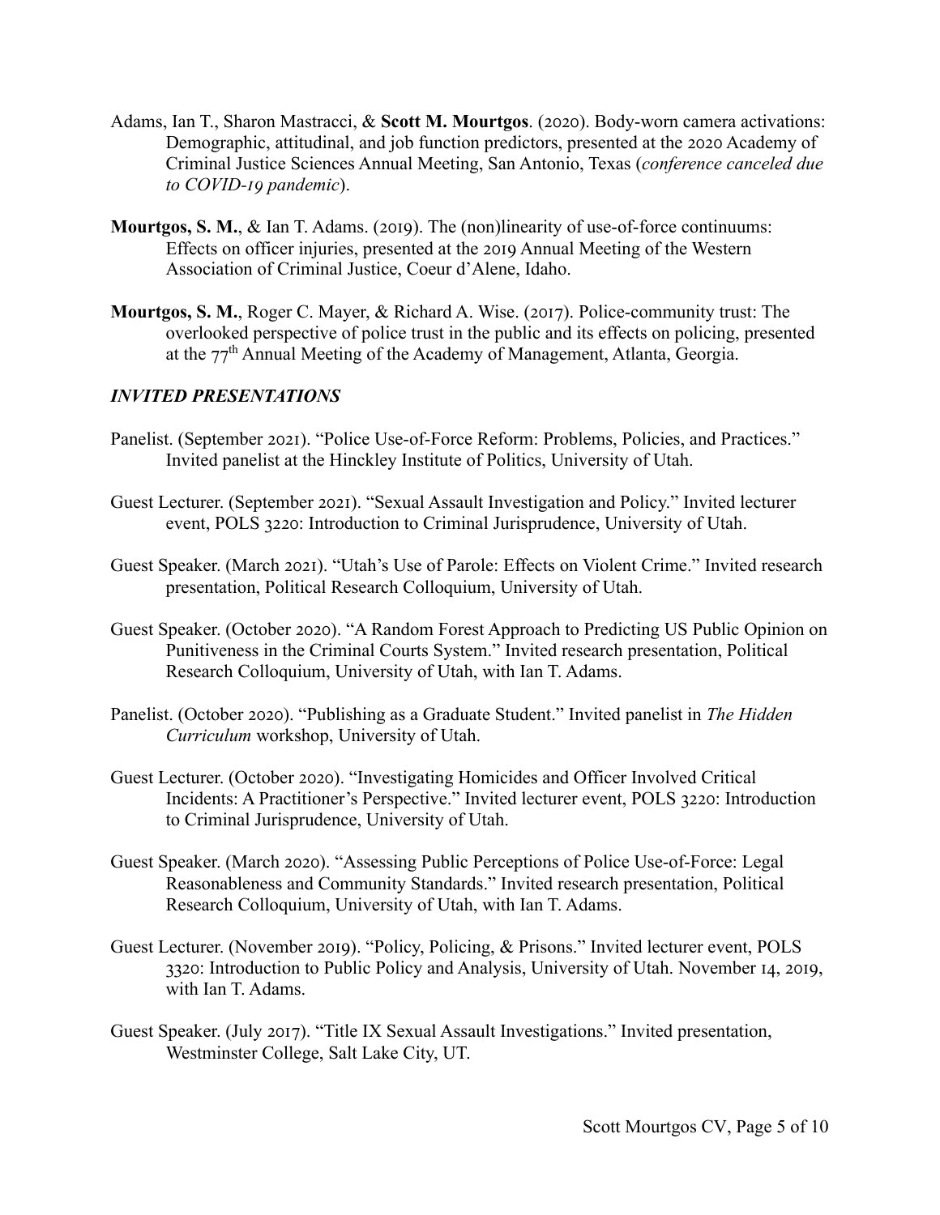Adams, Ian T., Sharon Mastracci, & **Scott M. Mourtgos**. (2020). Body-worn camera activations: Demographic, attitudinal, and job function predictors, presented at the 2020 Academy of Criminal Justice Sciences Annual Meeting, San Antonio, Texas (*conference canceled due to COVID-19 pandemic*).

**Mourtgos, S. M.**, & Ian T. Adams. (2019). The (non)linearity of use-of-force continuums: Effects on officer injuries, presented at the 2019 Annual Meeting of the Western Association of Criminal Justice, Coeur d'Alene, Idaho.

**Mourtgos, S. M.**, Roger C. Mayer, & Richard A. Wise. (2017). Police-community trust: The overlooked perspective of police trust in the public and its effects on policing, presented at the 77th Annual Meeting of the Academy of Management, Atlanta, Georgia.

### *INVITED PRESENTATIONS*

Panelist. (September 2021). "Police Use-of-Force Reform: Problems, Policies, and Practices." Invited panelist at the Hinckley Institute of Politics, University of Utah.

Guest Lecturer. (September 2021). "Sexual Assault Investigation and Policy." Invited lecturer event, POLS 3220: Introduction to Criminal Jurisprudence, University of Utah.

Guest Speaker. (March 2021). "Utah's Use of Parole: Effects on Violent Crime." Invited research presentation, Political Research Colloquium, University of Utah.

Guest Speaker. (October 2020). "A Random Forest Approach to Predicting US Public Opinion on Punitiveness in the Criminal Courts System." Invited research presentation, Political Research Colloquium, University of Utah, with Ian T. Adams.

Panelist. (October 2020). "Publishing as a Graduate Student." Invited panelist in *The Hidden Curriculum* workshop, University of Utah.

Guest Lecturer. (October 2020). "Investigating Homicides and Officer Involved Critical Incidents: A Practitioner's Perspective." Invited lecturer event, POLS 3220: Introduction to Criminal Jurisprudence, University of Utah.

Guest Speaker. (March 2020). "Assessing Public Perceptions of Police Use-of-Force: Legal Reasonableness and Community Standards." Invited research presentation, Political Research Colloquium, University of Utah, with Ian T. Adams.

Guest Lecturer. (November 2019). "Policy, Policing, & Prisons." Invited lecturer event, POLS 3320: Introduction to Public Policy and Analysis, University of Utah. November 14, 2019, with Ian T. Adams.

Guest Speaker. (July 2017). "Title IX Sexual Assault Investigations." Invited presentation, Westminster College, Salt Lake City, UT.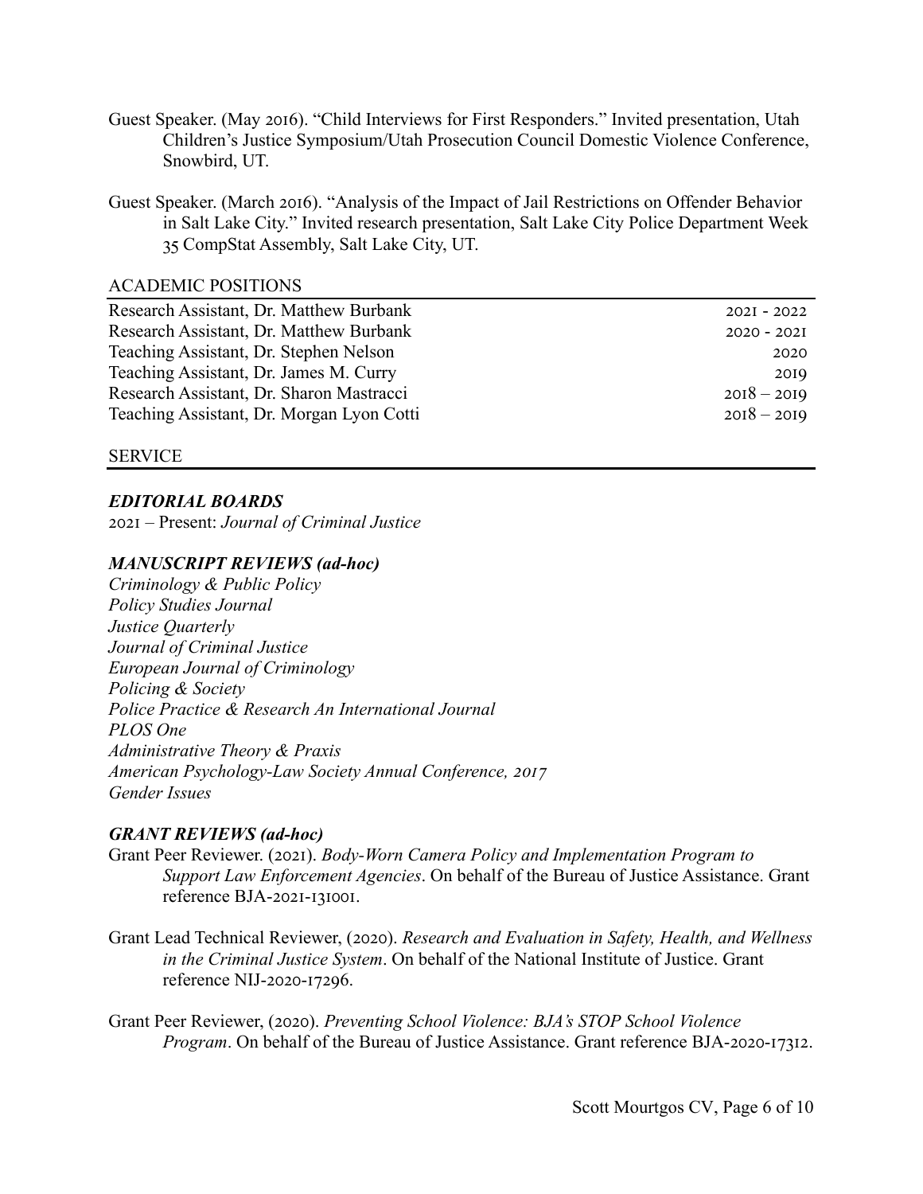Guest Speaker. (May 2016). "Child Interviews for First Responders." Invited presentation, Utah Children's Justice Symposium/Utah Prosecution Council Domestic Violence Conference, Snowbird, UT.

Guest Speaker. (March 2016). "Analysis of the Impact of Jail Restrictions on Offender Behavior in Salt Lake City." Invited research presentation, Salt Lake City Police Department Week 35 CompStat Assembly, Salt Lake City, UT.

## ACADEMIC POSITIONS

| | |
|---|---|
| Research Assistant, Dr. Matthew Burbank | 2021 - 2022 |
| Research Assistant, Dr. Matthew Burbank | 2020 - 2021 |
| Teaching Assistant, Dr. Stephen Nelson | 2020 |
| Teaching Assistant, Dr. James M. Curry | 2019 |
| Research Assistant, Dr. Sharon Mastracci | 2018 – 2019 |
| Teaching Assistant, Dr. Morgan Lyon Cotti | 2018 – 2019 |

## SERVICE

### *EDITORIAL BOARDS*

2021 – Present: *Journal of Criminal Justice*

### *MANUSCRIPT REVIEWS (ad-hoc)*

*Criminology & Public Policy*
*Policy Studies Journal*
*Justice Quarterly*
*Journal of Criminal Justice*
*European Journal of Criminology*
*Policing & Society*
*Police Practice & Research An International Journal*
*PLOS One*
*Administrative Theory & Praxis*
*American Psychology-Law Society Annual Conference, 2017*
*Gender Issues*

### *GRANT REVIEWS (ad-hoc)*

Grant Peer Reviewer. (2021). *Body-Worn Camera Policy and Implementation Program to Support Law Enforcement Agencies*. On behalf of the Bureau of Justice Assistance. Grant reference BJA-2021-131001.

Grant Lead Technical Reviewer, (2020). *Research and Evaluation in Safety, Health, and Wellness in the Criminal Justice System*. On behalf of the National Institute of Justice. Grant reference NIJ-2020-17296.

Grant Peer Reviewer, (2020). *Preventing School Violence: BJA's STOP School Violence Program*. On behalf of the Bureau of Justice Assistance. Grant reference BJA-2020-17312.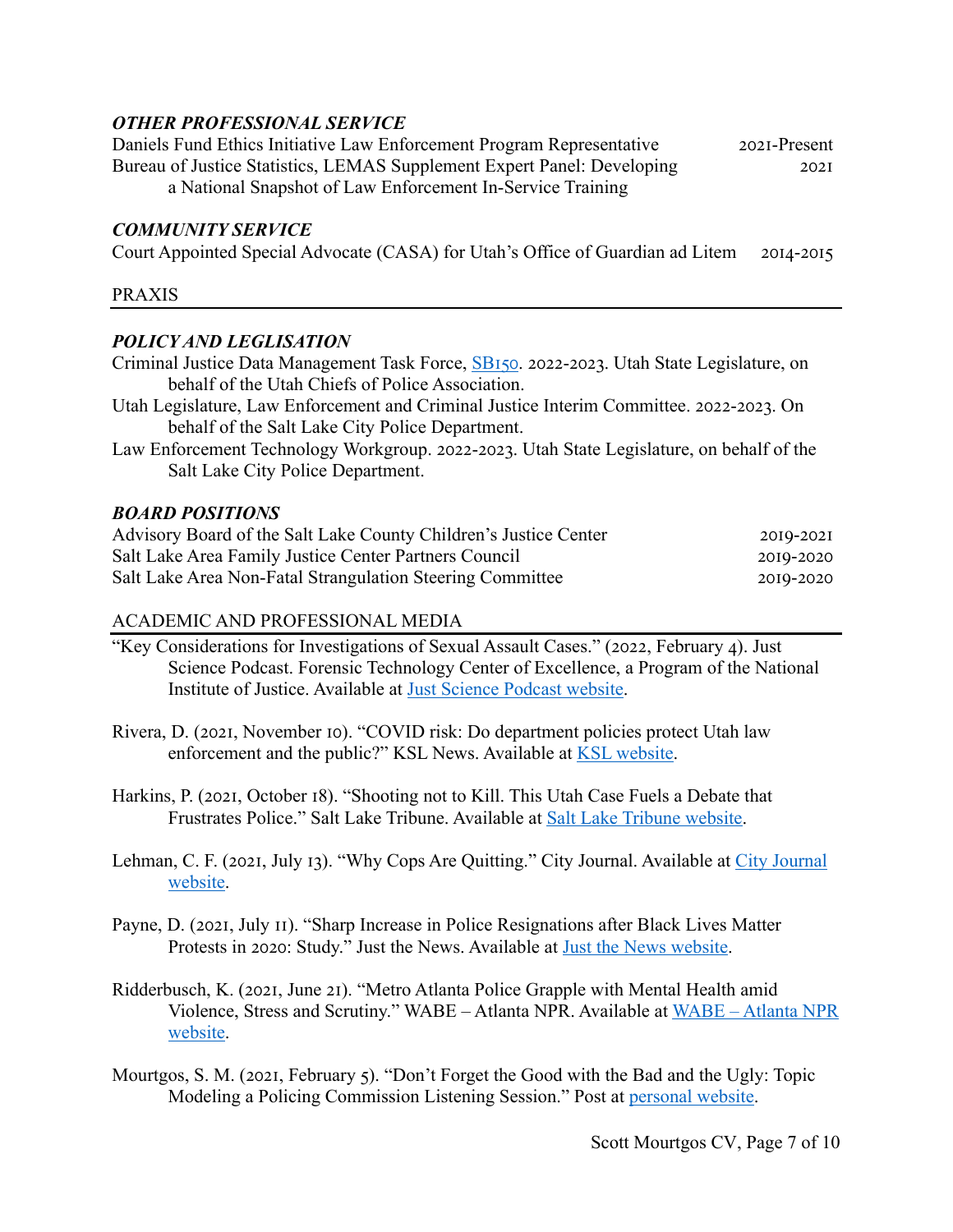### *OTHER PROFESSIONAL SERVICE*

Daniels Fund Ethics Initiative Law Enforcement Program Representative 2021-Present

Bureau of Justice Statistics, LEMAS Supplement Expert Panel: Developing a National Snapshot of Law Enforcement In-Service Training 2021

### *COMMUNITY SERVICE*

Court Appointed Special Advocate (CASA) for Utah's Office of Guardian ad Litem 2014-2015

## PRAXIS

### *POLICY AND LEGLISATION*

Criminal Justice Data Management Task Force, SB150. 2022-2023. Utah State Legislature, on behalf of the Utah Chiefs of Police Association.

Utah Legislature, Law Enforcement and Criminal Justice Interim Committee. 2022-2023. On behalf of the Salt Lake City Police Department.

Law Enforcement Technology Workgroup. 2022-2023. Utah State Legislature, on behalf of the Salt Lake City Police Department.

### *BOARD POSITIONS*

Advisory Board of the Salt Lake County Children's Justice Center 2019-2021

Salt Lake Area Family Justice Center Partners Council 2019-2020

Salt Lake Area Non-Fatal Strangulation Steering Committee 2019-2020

## ACADEMIC AND PROFESSIONAL MEDIA

"Key Considerations for Investigations of Sexual Assault Cases." (2022, February 4). Just Science Podcast. Forensic Technology Center of Excellence, a Program of the National Institute of Justice. Available at Just Science Podcast website.

Rivera, D. (2021, November 10). "COVID risk: Do department policies protect Utah law enforcement and the public?" KSL News. Available at KSL website.

Harkins, P. (2021, October 18). "Shooting not to Kill. This Utah Case Fuels a Debate that Frustrates Police." Salt Lake Tribune. Available at Salt Lake Tribune website.

Lehman, C. F. (2021, July 13). "Why Cops Are Quitting." City Journal. Available at City Journal website.

Payne, D. (2021, July 11). "Sharp Increase in Police Resignations after Black Lives Matter Protests in 2020: Study." Just the News. Available at Just the News website.

Ridderbusch, K. (2021, June 21). "Metro Atlanta Police Grapple with Mental Health amid Violence, Stress and Scrutiny." WABE – Atlanta NPR. Available at WABE – Atlanta NPR website.

Mourtgos, S. M. (2021, February 5). "Don't Forget the Good with the Bad and the Ugly: Topic Modeling a Policing Commission Listening Session." Post at personal website.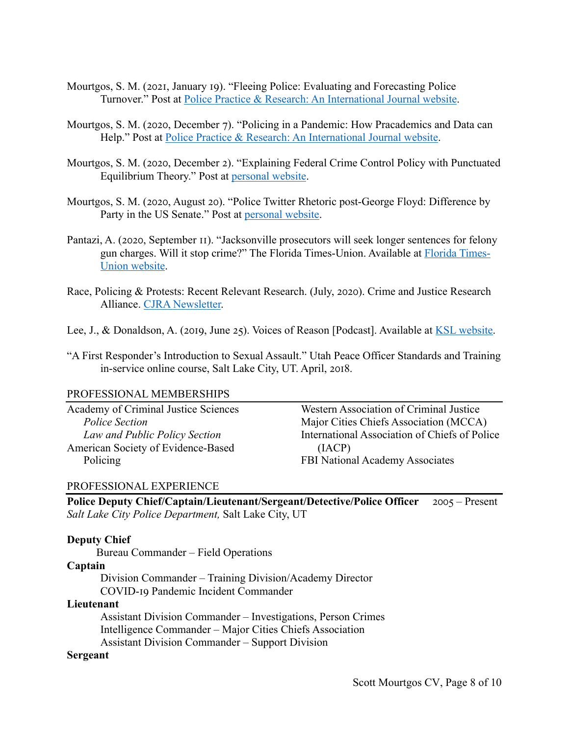Mourtgos, S. M. (2021, January 19). "Fleeing Police: Evaluating and Forecasting Police Turnover." Post at [Police Practice & Research: An International Journal website](#).

Mourtgos, S. M. (2020, December 7). "Policing in a Pandemic: How Pracademics and Data can Help." Post at [Police Practice & Research: An International Journal website](#).

Mourtgos, S. M. (2020, December 2). "Explaining Federal Crime Control Policy with Punctuated Equilibrium Theory." Post at [personal website](#).

Mourtgos, S. M. (2020, August 20). "Police Twitter Rhetoric post-George Floyd: Difference by Party in the US Senate." Post at [personal website](#).

Pantazi, A. (2020, September 11). "Jacksonville prosecutors will seek longer sentences for felony gun charges. Will it stop crime?" The Florida Times-Union. Available at [Florida Times-Union website](#).

Race, Policing & Protests: Recent Relevant Research. (July, 2020). Crime and Justice Research Alliance. [CJRA Newsletter](#).

Lee, J., & Donaldson, A. (2019, June 25). Voices of Reason [Podcast]. Available at [KSL website](#).

"A First Responder's Introduction to Sexual Assault." Utah Peace Officer Standards and Training in-service online course, Salt Lake City, UT. April, 2018.

## PROFESSIONAL MEMBERSHIPS

Academy of Criminal Justice Sciences
- *Police Section*
- *Law and Public Policy Section*

American Society of Evidence-Based Policing

Western Association of Criminal Justice

Major Cities Chiefs Association (MCCA)

International Association of Chiefs of Police (IACP)

FBI National Academy Associates

## PROFESSIONAL EXPERIENCE

**Police Deputy Chief/Captain/Lieutenant/Sergeant/Detective/Police Officer** 2005 – Present
*Salt Lake City Police Department,* Salt Lake City, UT

**Deputy Chief**
- Bureau Commander – Field Operations

**Captain**
- Division Commander – Training Division/Academy Director
- COVID-19 Pandemic Incident Commander

**Lieutenant**
- Assistant Division Commander – Investigations, Person Crimes
- Intelligence Commander – Major Cities Chiefs Association
- Assistant Division Commander – Support Division

**Sergeant**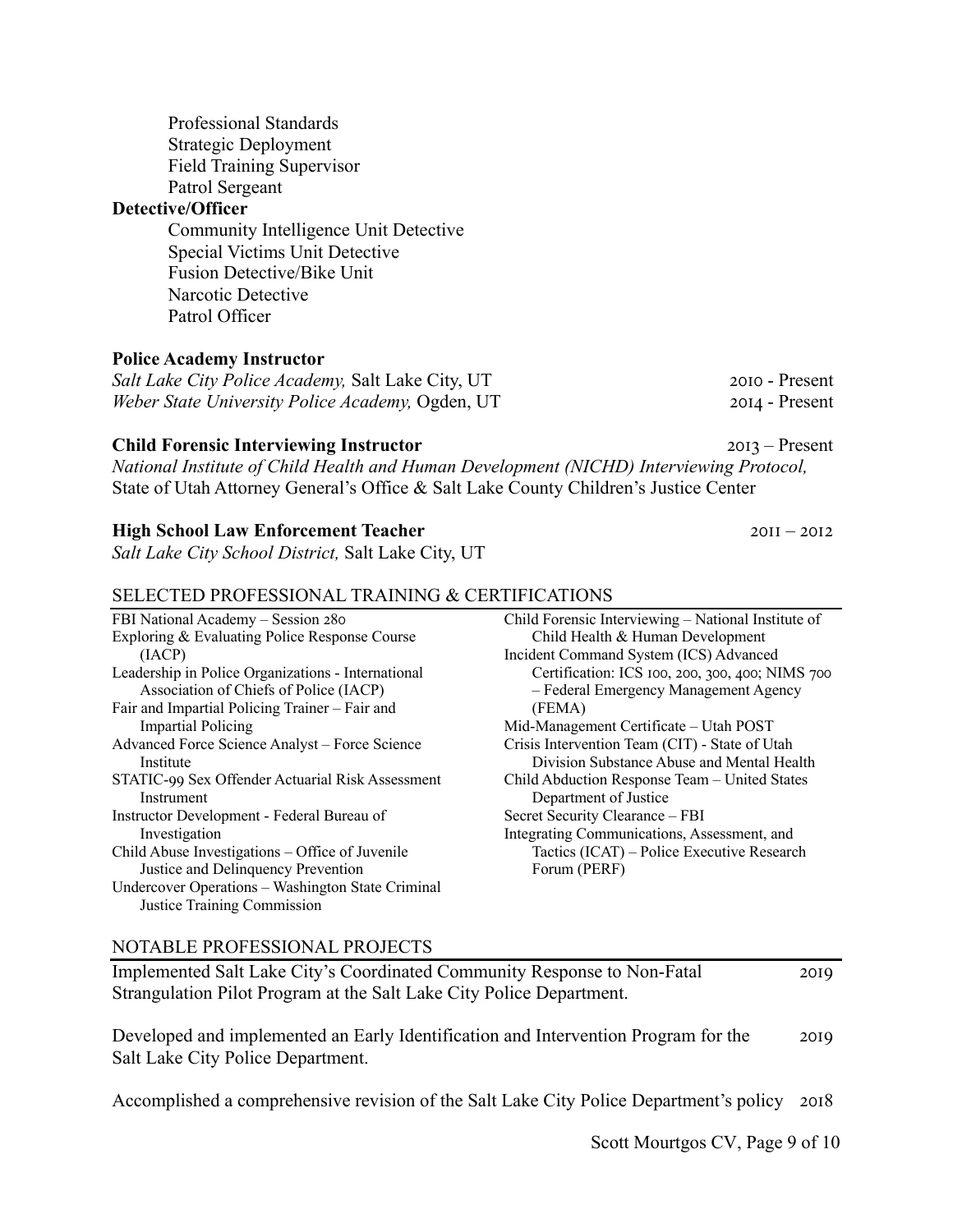Professional Standards
Strategic Deployment
Field Training Supervisor
Patrol Sergeant

**Detective/Officer**

Community Intelligence Unit Detective
Special Victims Unit Detective
Fusion Detective/Bike Unit
Narcotic Detective
Patrol Officer

**Police Academy Instructor**

*Salt Lake City Police Academy,* Salt Lake City, UT — 2010 - Present
*Weber State University Police Academy,* Ogden, UT — 2014 - Present

**Child Forensic Interviewing Instructor** — 2013 – Present

*National Institute of Child Health and Human Development (NICHD) Interviewing Protocol,*
State of Utah Attorney General's Office & Salt Lake County Children's Justice Center

**High School Law Enforcement Teacher** — 2011 – 2012

*Salt Lake City School District,* Salt Lake City, UT

## SELECTED PROFESSIONAL TRAINING & CERTIFICATIONS

- FBI National Academy – Session 280
- Exploring & Evaluating Police Response Course (IACP)
- Leadership in Police Organizations - International Association of Chiefs of Police (IACP)
- Fair and Impartial Policing Trainer – Fair and Impartial Policing
- Advanced Force Science Analyst – Force Science Institute
- STATIC-99 Sex Offender Actuarial Risk Assessment Instrument
- Instructor Development - Federal Bureau of Investigation
- Child Abuse Investigations – Office of Juvenile Justice and Delinquency Prevention
- Undercover Operations – Washington State Criminal Justice Training Commission
- Child Forensic Interviewing – National Institute of Child Health & Human Development
- Incident Command System (ICS) Advanced Certification: ICS 100, 200, 300, 400; NIMS 700 – Federal Emergency Management Agency (FEMA)
- Mid-Management Certificate – Utah POST
- Crisis Intervention Team (CIT) - State of Utah Division Substance Abuse and Mental Health
- Child Abduction Response Team – United States Department of Justice
- Secret Security Clearance – FBI
- Integrating Communications, Assessment, and Tactics (ICAT) – Police Executive Research Forum (PERF)

## NOTABLE PROFESSIONAL PROJECTS

Implemented Salt Lake City's Coordinated Community Response to Non-Fatal Strangulation Pilot Program at the Salt Lake City Police Department. — 2019

Developed and implemented an Early Identification and Intervention Program for the Salt Lake City Police Department. — 2019

Accomplished a comprehensive revision of the Salt Lake City Police Department's policy — 2018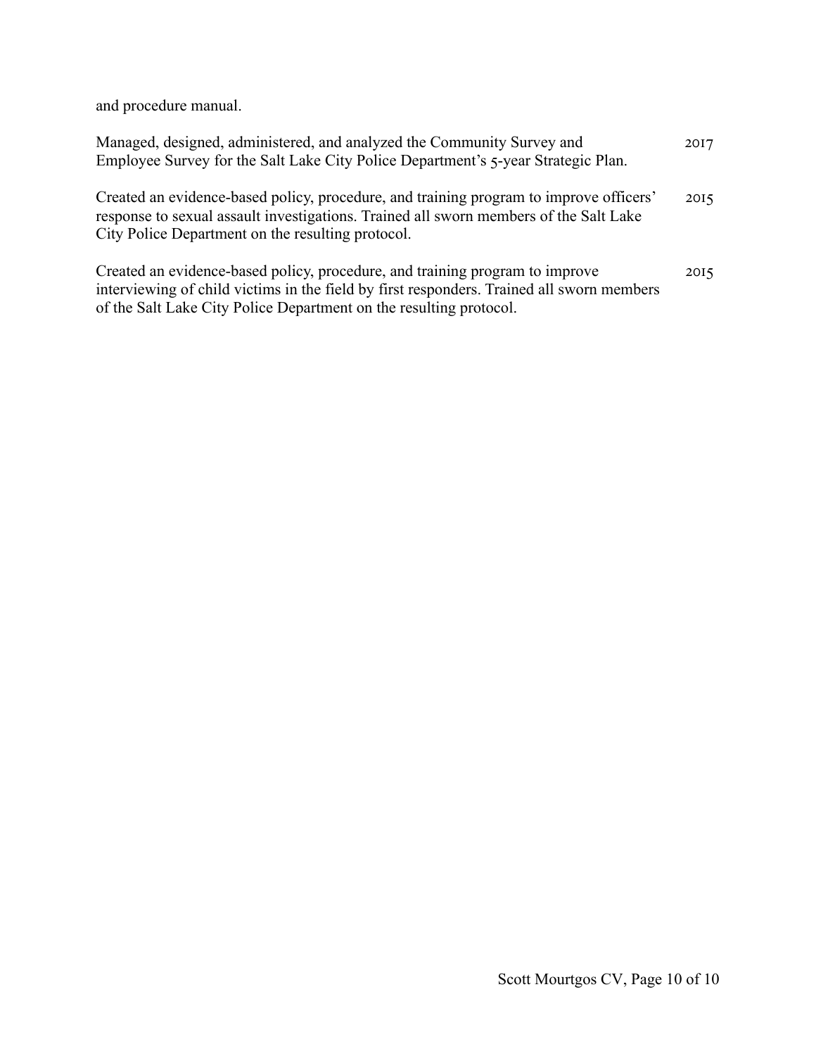and procedure manual.

Managed, designed, administered, and analyzed the Community Survey and Employee Survey for the Salt Lake City Police Department's 5-year Strategic Plan. 2017

Created an evidence-based policy, procedure, and training program to improve officers' response to sexual assault investigations. Trained all sworn members of the Salt Lake City Police Department on the resulting protocol. 2015

Created an evidence-based policy, procedure, and training program to improve interviewing of child victims in the field by first responders. Trained all sworn members of the Salt Lake City Police Department on the resulting protocol. 2015